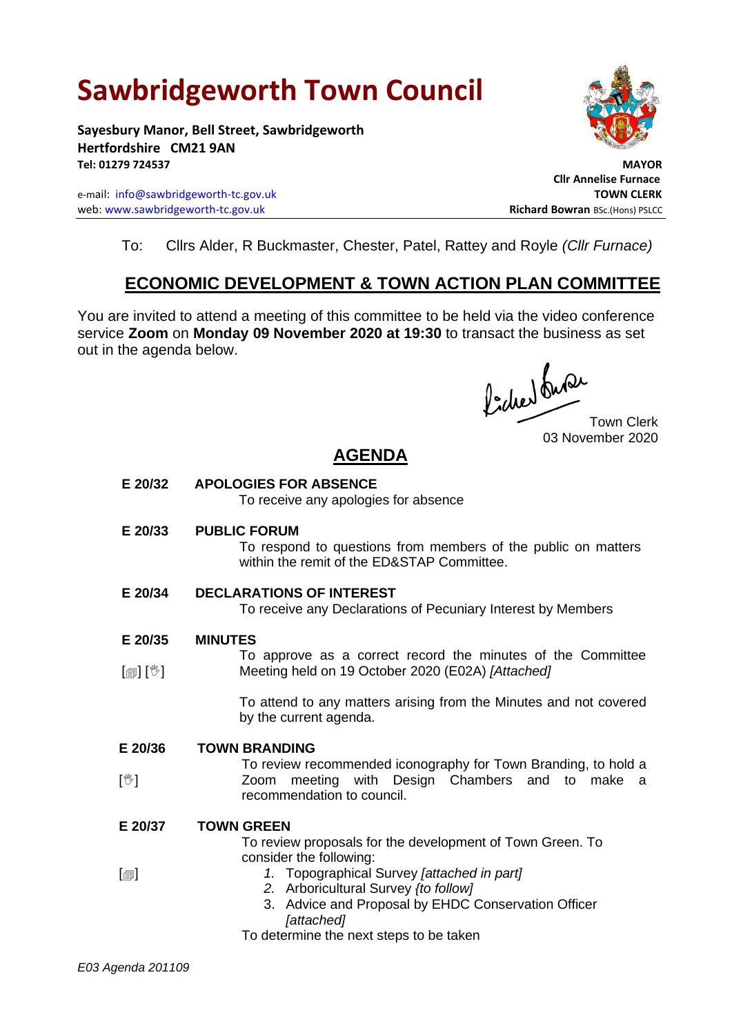# Sawbridgeworth Town Council

**Sayesbury Manor, Bell Street, Sawbridgeworth**
**Hertfordshire CM21 9AN**
**Tel: 01279 724537**

e-mail: info@sawbridgeworth-tc.gov.uk
web: www.sawbridgeworth-tc.gov.uk

**MAYOR**
**Cllr Annelise Furnace**
**TOWN CLERK**
**Richard Bowran** BSc.(Hons) PSLCC

To: Cllrs Alder, R Buckmaster, Chester, Patel, Rattey and Royle *(Cllr Furnace)*

## ECONOMIC DEVELOPMENT & TOWN ACTION PLAN COMMITTEE

You are invited to attend a meeting of this committee to be held via the video conference service **Zoom** on **Monday 09 November 2020 at 19:30** to transact the business as set out in the agenda below.

Town Clerk
03 November 2020

## AGENDA

**E 20/32 APOLOGIES FOR ABSENCE**
To receive any apologies for absence

**E 20/33 PUBLIC FORUM**
To respond to questions from members of the public on matters within the remit of the ED&STAP Committee.

**E 20/34 DECLARATIONS OF INTEREST**
To receive any Declarations of Pecuniary Interest by Members

**E 20/35 MINUTES**
[🗐] [✋] To approve as a correct record the minutes of the Committee Meeting held on 19 October 2020 (E02A) *[Attached]*

To attend to any matters arising from the Minutes and not covered by the current agenda.

**E 20/36 TOWN BRANDING**
[✋] To review recommended iconography for Town Branding, to hold a Zoom meeting with Design Chambers and to make a recommendation to council.

**E 20/37 TOWN GREEN**
To review proposals for the development of Town Green. To consider the following:
[🗐]
1. Topographical Survey *[attached in part]*
2. Arboricultural Survey *{to follow]*
3. Advice and Proposal by EHDC Conservation Officer *[attached]*

To determine the next steps to be taken

*E03 Agenda 201109*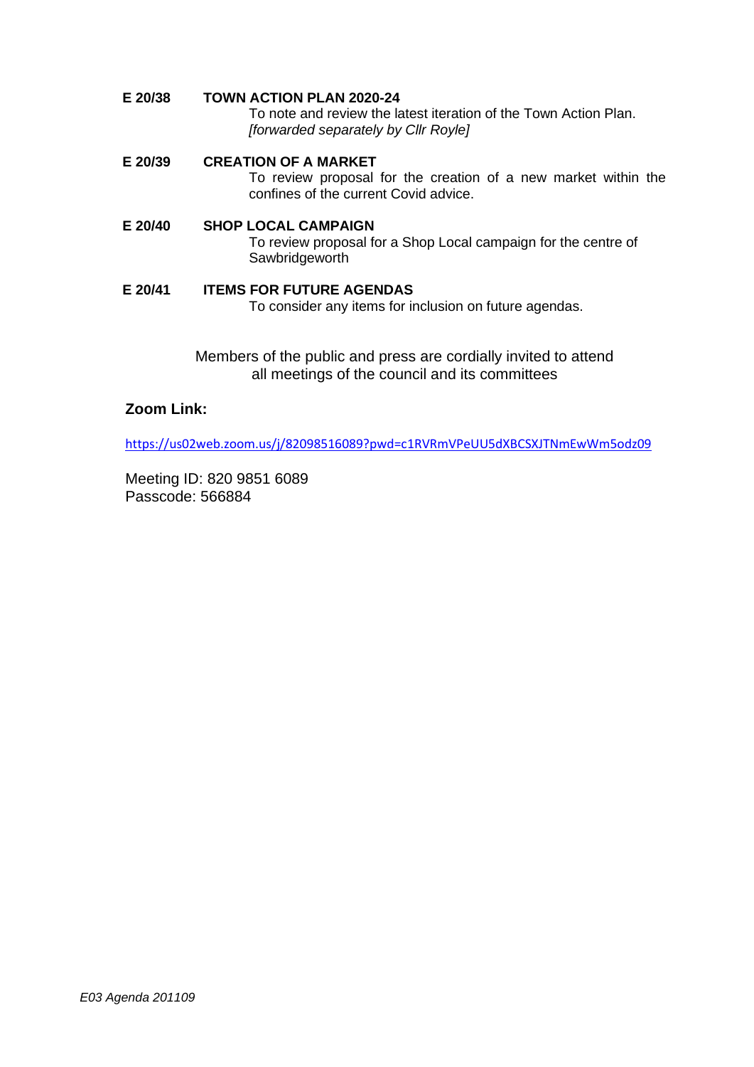**E 20/38** **TOWN ACTION PLAN 2020-24**

To note and review the latest iteration of the Town Action Plan.
*[forwarded separately by Cllr Royle]*

**E 20/39** **CREATION OF A MARKET**

To review proposal for the creation of a new market within the confines of the current Covid advice.

**E 20/40** **SHOP LOCAL CAMPAIGN**

To review proposal for a Shop Local campaign for the centre of Sawbridgeworth

**E 20/41** **ITEMS FOR FUTURE AGENDAS**

To consider any items for inclusion on future agendas.

Members of the public and press are cordially invited to attend all meetings of the council and its committees

**Zoom Link:**

https://us02web.zoom.us/j/82098516089?pwd=c1RVRmVPeUU5dXBCSXJTNmEwWm5odz09

Meeting ID: 820 9851 6089
Passcode: 566884

*E03 Agenda 201109*